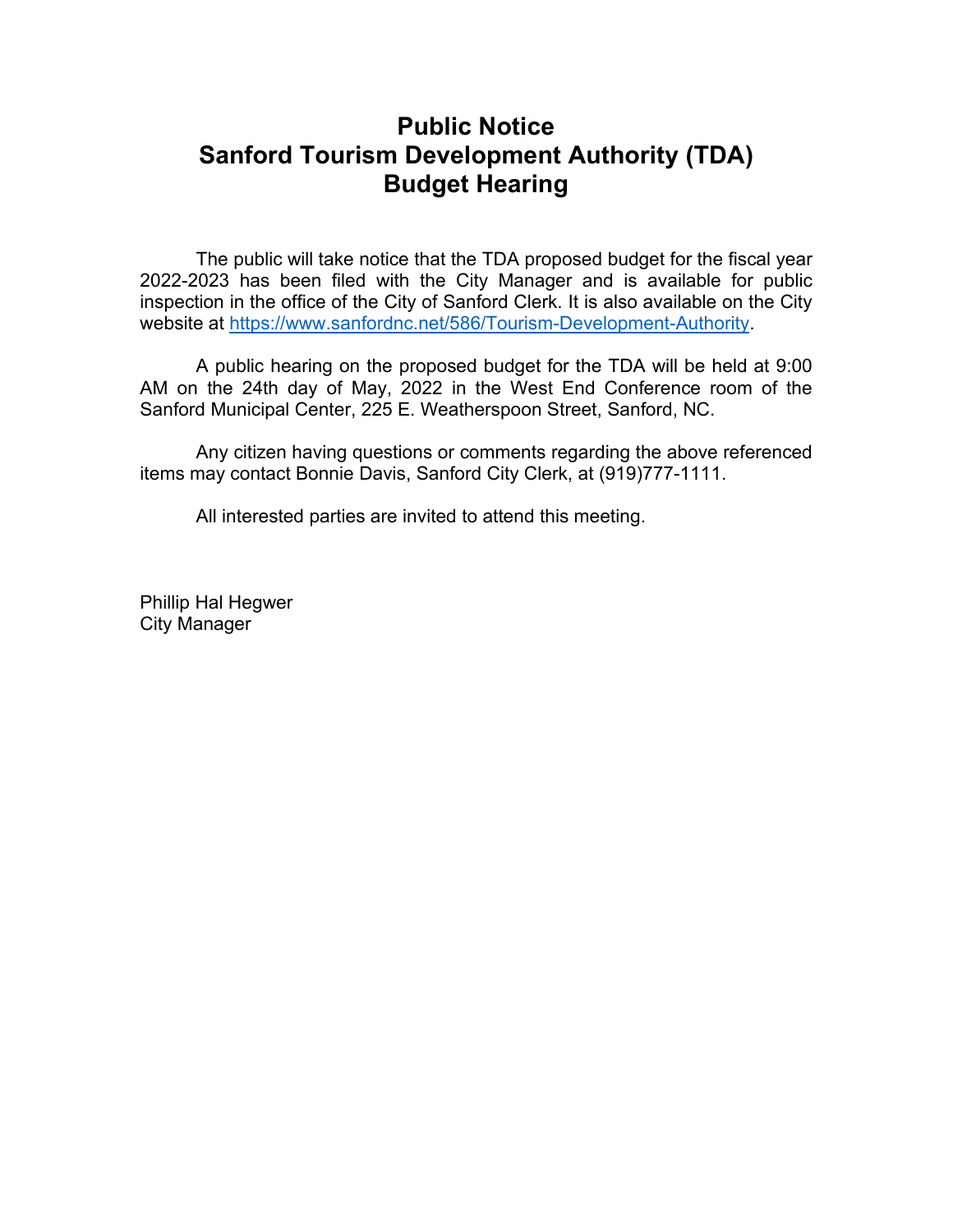# Public Notice
# Sanford Tourism Development Authority (TDA)
# Budget Hearing

The public will take notice that the TDA proposed budget for the fiscal year 2022-2023 has been filed with the City Manager and is available for public inspection in the office of the City of Sanford Clerk. It is also available on the City website at https://www.sanfordnc.net/586/Tourism-Development-Authority.

A public hearing on the proposed budget for the TDA will be held at 9:00 AM on the 24th day of May, 2022 in the West End Conference room of the Sanford Municipal Center, 225 E. Weatherspoon Street, Sanford, NC.

Any citizen having questions or comments regarding the above referenced items may contact Bonnie Davis, Sanford City Clerk, at (919)777-1111.

All interested parties are invited to attend this meeting.

Phillip Hal Hegwer
City Manager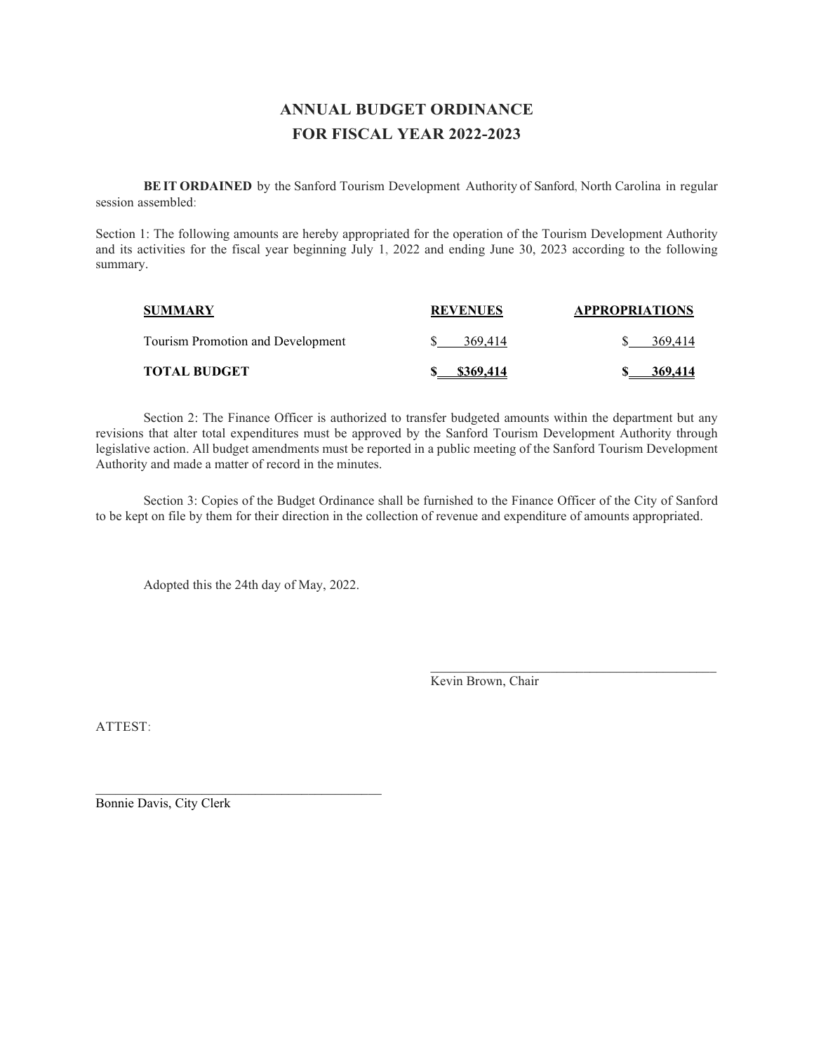# ANNUAL BUDGET ORDINANCE
# FOR FISCAL YEAR 2022-2023

**BE IT ORDAINED** by the Sanford Tourism Development Authority of Sanford, North Carolina in regular session assembled:

Section 1: The following amounts are hereby appropriated for the operation of the Tourism Development Authority and its activities for the fiscal year beginning July 1, 2022 and ending June 30, 2023 according to the following summary.

| **SUMMARY** | **REVENUES** | **APPROPRIATIONS** |
|---|---|---|
| Tourism Promotion and Development | $ 369,414 | $ 369,414 |
| **TOTAL BUDGET** | **$ $369,414** | **$ 369,414** |

Section 2: The Finance Officer is authorized to transfer budgeted amounts within the department but any revisions that alter total expenditures must be approved by the Sanford Tourism Development Authority through legislative action. All budget amendments must be reported in a public meeting of the Sanford Tourism Development Authority and made a matter of record in the minutes.

Section 3: Copies of the Budget Ordinance shall be furnished to the Finance Officer of the City of Sanford to be kept on file by them for their direction in the collection of revenue and expenditure of amounts appropriated.

Adopted this the 24th day of May, 2022.

\_\_\_\_\_\_\_\_\_\_\_\_\_\_\_\_\_\_\_\_\_\_\_\_\_\_\_\_\_\_\_\_\_\_\_\_\_\_\_\_\_\_\_\_

Kevin Brown, Chair

ATTEST:

\_\_\_\_\_\_\_\_\_\_\_\_\_\_\_\_\_\_\_\_\_\_\_\_\_\_\_\_\_\_\_\_\_\_\_\_\_\_\_\_\_\_\_\_

Bonnie Davis, City Clerk